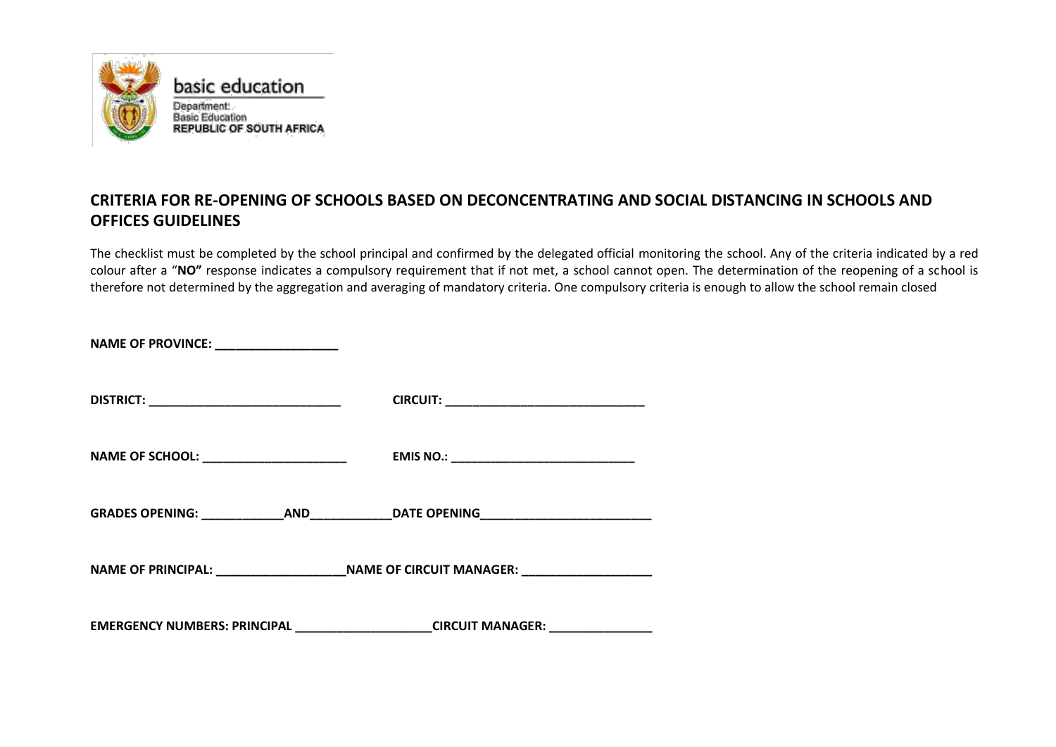basic education

Department:
Basic Education
REPUBLIC OF SOUTH AFRICA

## CRITERIA FOR RE-OPENING OF SCHOOLS BASED ON DECONCENTRATING AND SOCIAL DISTANCING IN SCHOOLS AND OFFICES GUIDELINES

The checklist must be completed by the school principal and confirmed by the delegated official monitoring the school. Any of the criteria indicated by a red colour after a "**NO"** response indicates a compulsory requirement that if not met, a school cannot open. The determination of the reopening of a school is therefore not determined by the aggregation and averaging of mandatory criteria. One compulsory criteria is enough to allow the school remain closed

**NAME OF PROVINCE: __________________**

**DISTRICT: _____________________________** **CIRCUIT: ______________________________**

**NAME OF SCHOOL: ______________________** **EMIS NO.: ___________________________**

**GRADES OPENING: ____________AND____________DATE OPENING_________________________**

**NAME OF PRINCIPAL: ___________________NAME OF CIRCUIT MANAGER: ___________________**

**EMERGENCY NUMBERS: PRINCIPAL ____________________CIRCUIT MANAGER: _______________**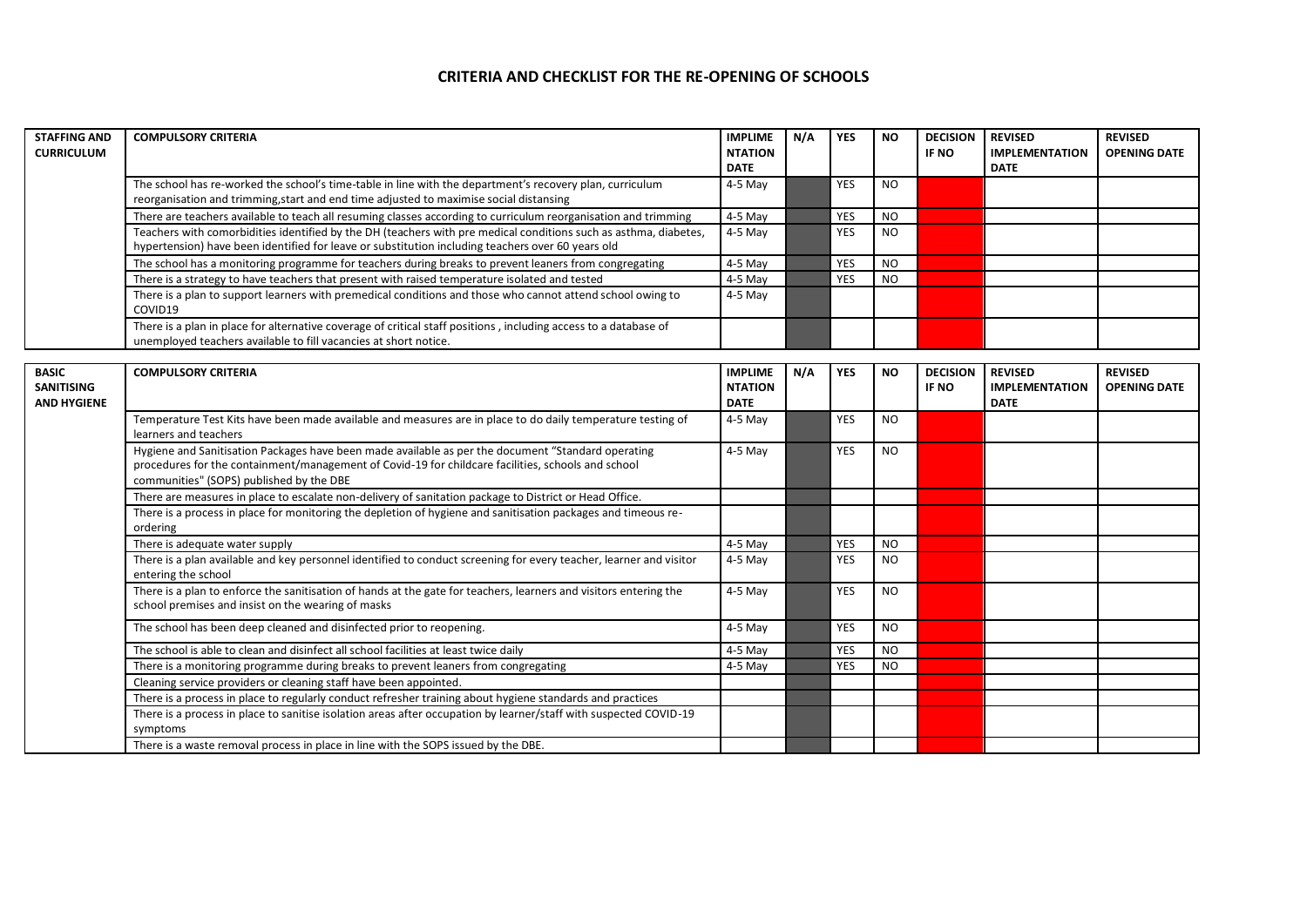# CRITERIA AND CHECKLIST FOR THE RE-OPENING OF SCHOOLS

| STAFFING AND CURRICULUM | COMPULSORY CRITERIA | IMPLIMENTATION DATE | N/A | YES | NO | DECISION IF NO | REVISED IMPLEMENTATION DATE | REVISED OPENING DATE |
|---|---|---|---|---|---|---|---|---|
| | The school has re-worked the school's time-table in line with the department's recovery plan, curriculum reorganisation and trimming,start and end time adjusted to maximise social distansing | 4-5 May | | YES | NO | | | |
| | There are teachers available to teach all resuming classes according to curriculum reorganisation and trimming | 4-5 May | | YES | NO | | | |
| | Teachers with comorbidities identified by the DH (teachers with pre medical conditions such as asthma, diabetes, hypertension) have been identified for leave or substitution including teachers over 60 years old | 4-5 May | | YES | NO | | | |
| | The school has a monitoring programme for teachers during breaks to prevent leaners from congregating | 4-5 May | | YES | NO | | | |
| | There is a strategy to have teachers that present with raised temperature isolated and tested | 4-5 May | | YES | NO | | | |
| | There is a plan to support learners with premedical conditions and those who cannot attend school owing to COVID19 | 4-5 May | | | | | | |
| | There is a plan in place for alternative coverage of critical staff positions , including access to a database of unemployed teachers available to fill vacancies at short notice. | | | | | | | |

| BASIC SANITISING AND HYGIENE | COMPULSORY CRITERIA | IMPLIMENTATION DATE | N/A | YES | NO | DECISION IF NO | REVISED IMPLEMENTATION DATE | REVISED OPENING DATE |
|---|---|---|---|---|---|---|---|---|
| | Temperature Test Kits have been made available and measures are in place to do daily temperature testing of learners and teachers | 4-5 May | | YES | NO | | | |
| | Hygiene and Sanitisation Packages have been made available as per the document "Standard operating procedures for the containment/management of Covid-19 for childcare facilities, schools and school communities" (SOPS) published by the DBE | 4-5 May | | YES | NO | | | |
| | There are measures in place to escalate non-delivery of sanitation package to District or Head Office. | | | | | | | |
| | There is a process in place for monitoring the depletion of hygiene and sanitisation packages and timeous re-ordering | | | | | | | |
| | There is adequate water supply | 4-5 May | | YES | NO | | | |
| | There is a plan available and key personnel identified to conduct screening for every teacher, learner and visitor entering the school | 4-5 May | | YES | NO | | | |
| | There is a plan to enforce the sanitisation of hands at the gate for teachers, learners and visitors entering the school premises and insist on the wearing of masks | 4-5 May | | YES | NO | | | |
| | The school has been deep cleaned and disinfected prior to reopening. | 4-5 May | | YES | NO | | | |
| | The school is able to clean and disinfect all school facilities at least twice daily | 4-5 May | | YES | NO | | | |
| | There is a monitoring programme during breaks to prevent leaners from congregating | 4-5 May | | YES | NO | | | |
| | Cleaning service providers or cleaning staff have been appointed. | | | | | | | |
| | There is a process in place to regularly conduct refresher training about hygiene standards and practices | | | | | | | |
| | There is a process in place to sanitise isolation areas after occupation by learner/staff with suspected COVID-19 symptoms | | | | | | | |
| | There is a waste removal process in place in line with the SOPS issued by the DBE. | | | | | | | |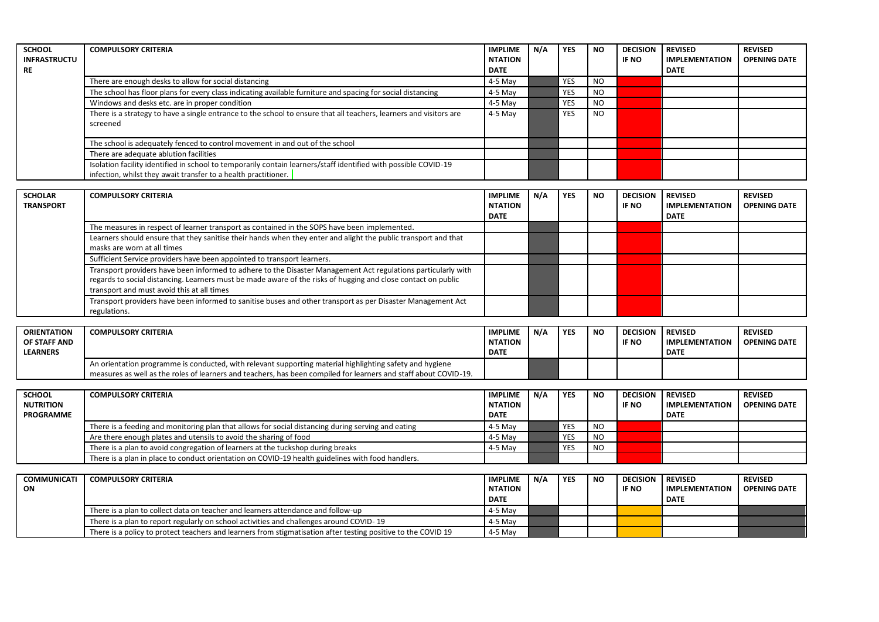| SCHOOL INFRASTRUCTURE | COMPULSORY CRITERIA | IMPLIMENTATION DATE | N/A | YES | NO | DECISION IF NO | REVISED IMPLEMENTATION DATE | REVISED OPENING DATE |
|---|---|---|---|---|---|---|---|---|
| | There are enough desks to allow for social distancing | 4-5 May | | YES | NO | | | |
| | The school has floor plans for every class indicating available furniture and spacing for social distancing | 4-5 May | | YES | NO | | | |
| | Windows and desks etc. are in proper condition | 4-5 May | | YES | NO | | | |
| | There is a strategy to have a single entrance to the school to ensure that all teachers, learners and visitors are screened | 4-5 May | | YES | NO | | | |
| | The school is adequately fenced to control movement in and out of the school | | | | | | | |
| | There are adequate ablution facilities | | | | | | | |
| | Isolation facility identified in school to temporarily contain learners/staff identified with possible COVID-19 infection, whilst they await transfer to a health practitioner. | | | | | | | |

| SCHOLAR TRANSPORT | COMPULSORY CRITERIA | IMPLIMENTATION DATE | N/A | YES | NO | DECISION IF NO | REVISED IMPLEMENTATION DATE | REVISED OPENING DATE |
|---|---|---|---|---|---|---|---|---|
| | The measures in respect of learner transport as contained in the SOPS have been implemented. | | | | | | | |
| | Learners should ensure that they sanitise their hands when they enter and alight the public transport and that masks are worn at all times | | | | | | | |
| | Sufficient Service providers have been appointed to transport learners. | | | | | | | |
| | Transport providers have been informed to adhere to the Disaster Management Act regulations particularly with regards to social distancing. Learners must be made aware of the risks of hugging and close contact on public transport and must avoid this at all times | | | | | | | |
| | Transport providers have been informed to sanitise buses and other transport as per Disaster Management Act regulations. | | | | | | | |

| ORIENTATION OF STAFF AND LEARNERS | COMPULSORY CRITERIA | IMPLIMENTATION DATE | N/A | YES | NO | DECISION IF NO | REVISED IMPLEMENTATION DATE | REVISED OPENING DATE |
|---|---|---|---|---|---|---|---|---|
| | An orientation programme is conducted, with relevant supporting material highlighting safety and hygiene measures as well as the roles of learners and teachers, has been compiled for learners and staff about COVID-19. | | | | | | | |

| SCHOOL NUTRITION PROGRAMME | COMPULSORY CRITERIA | IMPLIMENTATION DATE | N/A | YES | NO | DECISION IF NO | REVISED IMPLEMENTATION DATE | REVISED OPENING DATE |
|---|---|---|---|---|---|---|---|---|
| | There is a feeding and monitoring plan that allows for social distancing during serving and eating | 4-5 May | | YES | NO | | | |
| | Are there enough plates and utensils to avoid the sharing of food | 4-5 May | | YES | NO | | | |
| | There is a plan to avoid congregation of learners at the tuckshop during breaks | 4-5 May | | YES | NO | | | |
| | There is a plan in place to conduct orientation on COVID-19 health guidelines with food handlers. | | | | | | | |

| COMMUNICATION | COMPULSORY CRITERIA | IMPLIMENTATION DATE | N/A | YES | NO | DECISION IF NO | REVISED IMPLEMENTATION DATE | REVISED OPENING DATE |
|---|---|---|---|---|---|---|---|---|
| | There is a plan to collect data on teacher and learners attendance and follow-up | 4-5 May | | | | | | |
| | There is a plan to report regularly on school activities and challenges around COVID- 19 | 4-5 May | | | | | | |
| | There is a policy to protect teachers and learners from stigmatisation after testing positive to the COVID 19 | 4-5 May | | | | | | |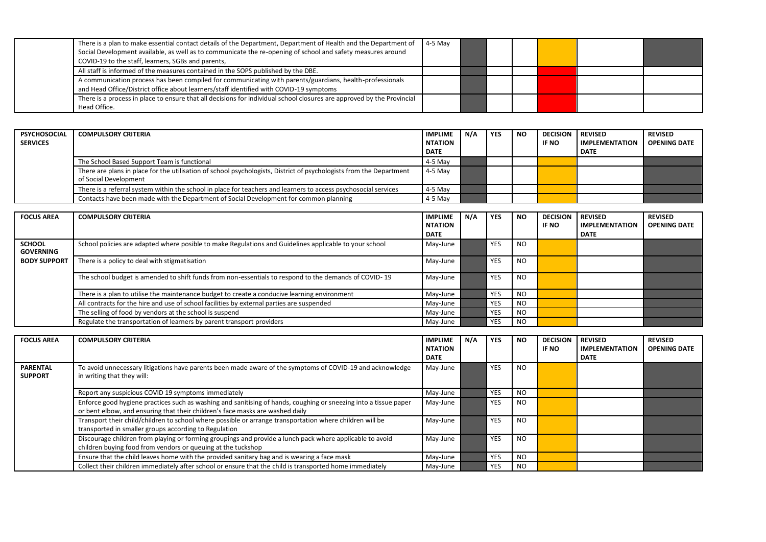| | | | | | | | | |
|---|---|---|---|---|---|---|---|---|
| | There is a plan to make essential contact details of the Department, Department of Health and the Department of Social Development available, as well as to communicate the re-opening of school and safety measures around COVID-19 to the staff, learners, SGBs and parents, | 4-5 May | | | | | | |
| | All staff is informed of the measures contained in the SOPS published by the DBE. | | | | | | | |
| | A communication process has been compiled for communicating with parents/guardians, health-professionals and Head Office/District office about learners/staff identified with COVID-19 symptoms | | | | | | | |
| | There is a process in place to ensure that all decisions for individual school closures are approved by the Provincial Head Office. | | | | | | | |

| PSYCHOSOCIAL SERVICES | COMPULSORY CRITERIA | IMPLIMENTATION DATE | N/A | YES | NO | DECISION IF NO | REVISED IMPLEMENTATION DATE | REVISED OPENING DATE |
|---|---|---|---|---|---|---|---|---|
| | The School Based Support Team is functional | 4-5 May | | | | | | |
| | There are plans in place for the utilisation of school psychologists, District of psychologists from the Department of Social Development | 4-5 May | | | | | | |
| | There is a referral system within the school in place for teachers and learners to access psychosocial services | 4-5 May | | | | | | |
| | Contacts have been made with the Department of Social Development for common planning | 4-5 May | | | | | | |

| FOCUS AREA | COMPULSORY CRITERIA | IMPLIMENTATION DATE | N/A | YES | NO | DECISION IF NO | REVISED IMPLEMENTATION DATE | REVISED OPENING DATE |
|---|---|---|---|---|---|---|---|---|
| SCHOOL GOVERNING BODY SUPPORT | School policies are adapted where posible to make Regulations and Guidelines applicable to your school | May-June | | YES | NO | | | |
| | There is a policy to deal with stigmatisation | May-June | | YES | NO | | | |
| | The school budget is amended to shift funds from non-essentials to respond to the demands of COVID- 19 | May-June | | YES | NO | | | |
| | There is a plan to utilise the maintenance budget to create a conducive learning environment | May-June | | YES | NO | | | |
| | All contracts for the hire and use of school facilities by external parties are suspended | May-June | | YES | NO | | | |
| | The selling of food by vendors at the school is suspend | May-June | | YES | NO | | | |
| | Regulate the transportation of learners by parent transport providers | May-June | | YES | NO | | | |

| FOCUS AREA | COMPULSORY CRITERIA | IMPLIMENTATION DATE | N/A | YES | NO | DECISION IF NO | REVISED IMPLEMENTATION DATE | REVISED OPENING DATE |
|---|---|---|---|---|---|---|---|---|
| PARENTAL SUPPORT | To avoid unnecessary litigations have parents been made aware of the symptoms of COVID-19 and acknowledge in writing that they will: | May-June | | YES | NO | | | |
| | Report any suspicious COVID 19 symptoms immediately | May-June | | YES | NO | | | |
| | Enforce good hygiene practices such as washing and sanitising of hands, coughing or sneezing into a tissue paper or bent elbow, and ensuring that their children's face masks are washed daily | May-June | | YES | NO | | | |
| | Transport their child/children to school where possible or arrange transportation where children will be transported in smaller groups according to Regulation | May-June | | YES | NO | | | |
| | Discourage children from playing or forming groupings and provide a lunch pack where applicable to avoid children buying food from vendors or queuing at the tuckshop | May-June | | YES | NO | | | |
| | Ensure that the child leaves home with the provided sanitary bag and is wearing a face mask | May-June | | YES | NO | | | |
| | Collect their children immediately after school or ensure that the child is transported home immediately | May-June | | YES | NO | | | |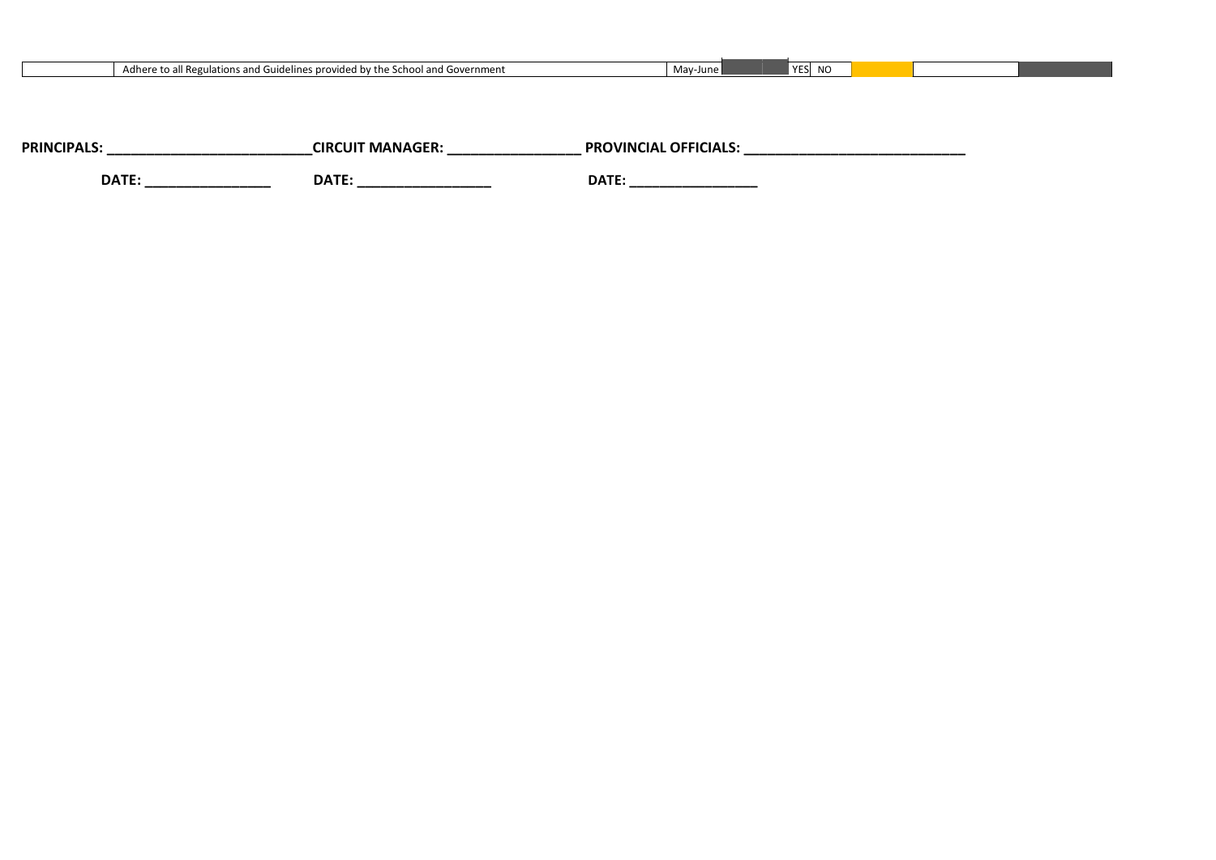| | | | | | | | | |
|---|---|---|---|---|---|---|---|---|
| | Adhere to all Regulations and Guidelines provided by the School and Government | May-June | | YES | NO | | | |

**PRINCIPALS: ___________________________CIRCUIT MANAGER: __________________ PROVINCIAL OFFICIALS: ______________________________**

**DATE: _________________ DATE: __________________ DATE: _________________**